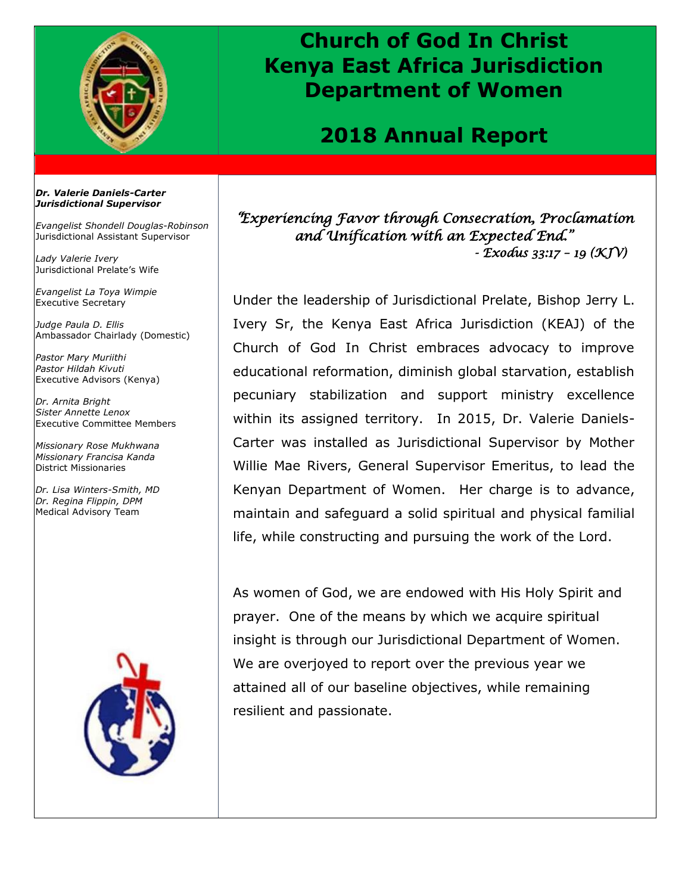# Church of God In Christ
# Kenya East Africa Jurisdiction
# Department of Women

## 2018 Annual Report

***Dr. Valerie Daniels-Carter***
***Jurisdictional Supervisor***

*Evangelist Shondell Douglas-Robinson*
Jurisdictional Assistant Supervisor

*Lady Valerie Ivery*
Jurisdictional Prelate's Wife

*Evangelist La Toya Wimpie*
Executive Secretary

*Judge Paula D. Ellis*
Ambassador Chairlady (Domestic)

*Pastor Mary Muriithi*
*Pastor Hildah Kivuti*
Executive Advisors (Kenya)

*Dr. Arnita Bright*
*Sister Annette Lenox*
Executive Committee Members

*Missionary Rose Mukhwana*
*Missionary Francisa Kanda*
District Missionaries

*Dr. Lisa Winters-Smith, MD*
*Dr. Regina Flippin, DPM*
Medical Advisory Team

*"Experiencing Favor through Consecration, Proclamation and Unification with an Expected End."*
*- Exodus 33:17 – 19 (KJV)*

Under the leadership of Jurisdictional Prelate, Bishop Jerry L. Ivery Sr, the Kenya East Africa Jurisdiction (KEAJ) of the Church of God In Christ embraces advocacy to improve educational reformation, diminish global starvation, establish pecuniary stabilization and support ministry excellence within its assigned territory. In 2015, Dr. Valerie Daniels-Carter was installed as Jurisdictional Supervisor by Mother Willie Mae Rivers, General Supervisor Emeritus, to lead the Kenyan Department of Women. Her charge is to advance, maintain and safeguard a solid spiritual and physical familial life, while constructing and pursuing the work of the Lord.

As women of God, we are endowed with His Holy Spirit and prayer. One of the means by which we acquire spiritual insight is through our Jurisdictional Department of Women. We are overjoyed to report over the previous year we attained all of our baseline objectives, while remaining resilient and passionate.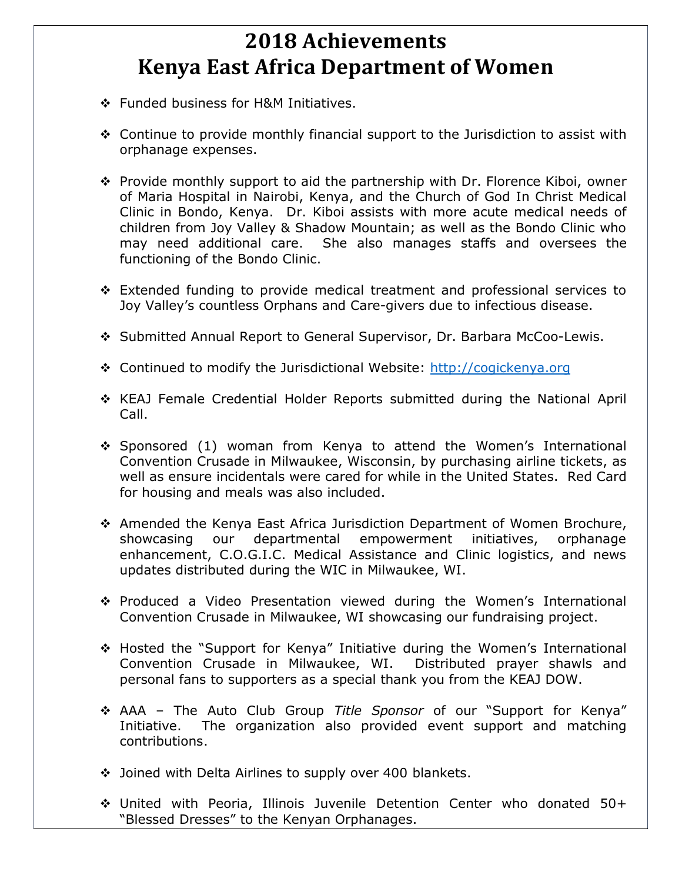# 2018 Achievements
# Kenya East Africa Department of Women

- Funded business for H&M Initiatives.
- Continue to provide monthly financial support to the Jurisdiction to assist with orphanage expenses.
- Provide monthly support to aid the partnership with Dr. Florence Kiboi, owner of Maria Hospital in Nairobi, Kenya, and the Church of God In Christ Medical Clinic in Bondo, Kenya. Dr. Kiboi assists with more acute medical needs of children from Joy Valley & Shadow Mountain; as well as the Bondo Clinic who may need additional care. She also manages staffs and oversees the functioning of the Bondo Clinic.
- Extended funding to provide medical treatment and professional services to Joy Valley's countless Orphans and Care-givers due to infectious disease.
- Submitted Annual Report to General Supervisor, Dr. Barbara McCoo-Lewis.
- Continued to modify the Jurisdictional Website: http://cogickenya.org
- KEAJ Female Credential Holder Reports submitted during the National April Call.
- Sponsored (1) woman from Kenya to attend the Women's International Convention Crusade in Milwaukee, Wisconsin, by purchasing airline tickets, as well as ensure incidentals were cared for while in the United States. Red Card for housing and meals was also included.
- Amended the Kenya East Africa Jurisdiction Department of Women Brochure, showcasing our departmental empowerment initiatives, orphanage enhancement, C.O.G.I.C. Medical Assistance and Clinic logistics, and news updates distributed during the WIC in Milwaukee, WI.
- Produced a Video Presentation viewed during the Women's International Convention Crusade in Milwaukee, WI showcasing our fundraising project.
- Hosted the "Support for Kenya" Initiative during the Women's International Convention Crusade in Milwaukee, WI. Distributed prayer shawls and personal fans to supporters as a special thank you from the KEAJ DOW.
- AAA – The Auto Club Group *Title Sponsor* of our "Support for Kenya" Initiative. The organization also provided event support and matching contributions.
- Joined with Delta Airlines to supply over 400 blankets.
- United with Peoria, Illinois Juvenile Detention Center who donated 50+ "Blessed Dresses" to the Kenyan Orphanages.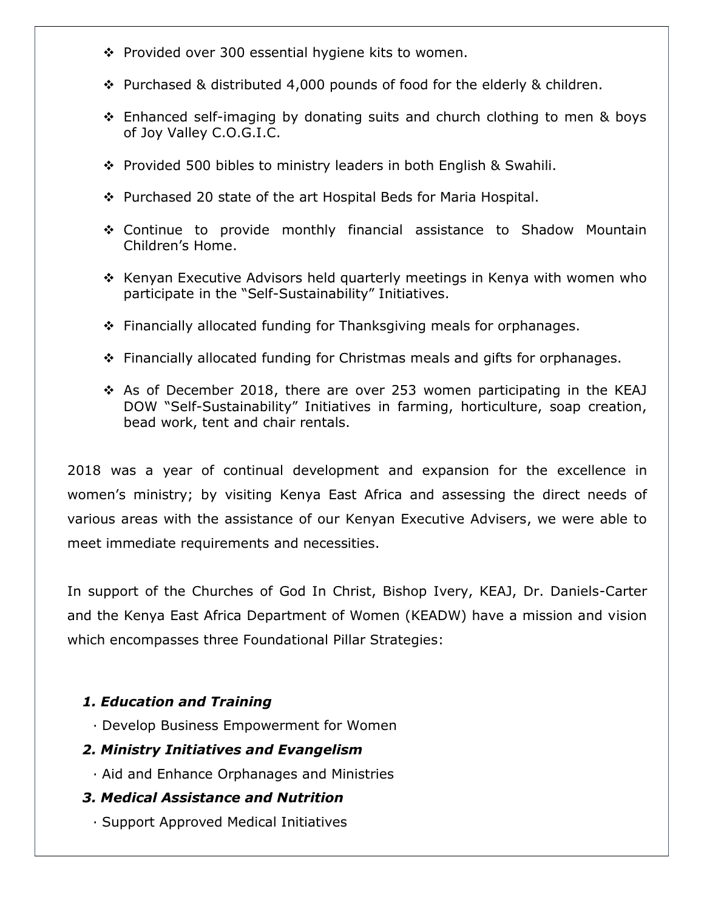- ❖ Provided over 300 essential hygiene kits to women.
- ❖ Purchased & distributed 4,000 pounds of food for the elderly & children.
- ❖ Enhanced self-imaging by donating suits and church clothing to men & boys of Joy Valley C.O.G.I.C.
- ❖ Provided 500 bibles to ministry leaders in both English & Swahili.
- ❖ Purchased 20 state of the art Hospital Beds for Maria Hospital.
- ❖ Continue to provide monthly financial assistance to Shadow Mountain Children's Home.
- ❖ Kenyan Executive Advisors held quarterly meetings in Kenya with women who participate in the "Self-Sustainability" Initiatives.
- ❖ Financially allocated funding for Thanksgiving meals for orphanages.
- ❖ Financially allocated funding for Christmas meals and gifts for orphanages.
- ❖ As of December 2018, there are over 253 women participating in the KEAJ DOW "Self-Sustainability" Initiatives in farming, horticulture, soap creation, bead work, tent and chair rentals.

2018 was a year of continual development and expansion for the excellence in women's ministry; by visiting Kenya East Africa and assessing the direct needs of various areas with the assistance of our Kenyan Executive Advisers, we were able to meet immediate requirements and necessities.

In support of the Churches of God In Christ, Bishop Ivery, KEAJ, Dr. Daniels-Carter and the Kenya East Africa Department of Women (KEADW) have a mission and vision which encompasses three Foundational Pillar Strategies:

1. ***Education and Training***
   · Develop Business Empowerment for Women
2. ***Ministry Initiatives and Evangelism***
   · Aid and Enhance Orphanages and Ministries
3. ***Medical Assistance and Nutrition***
   · Support Approved Medical Initiatives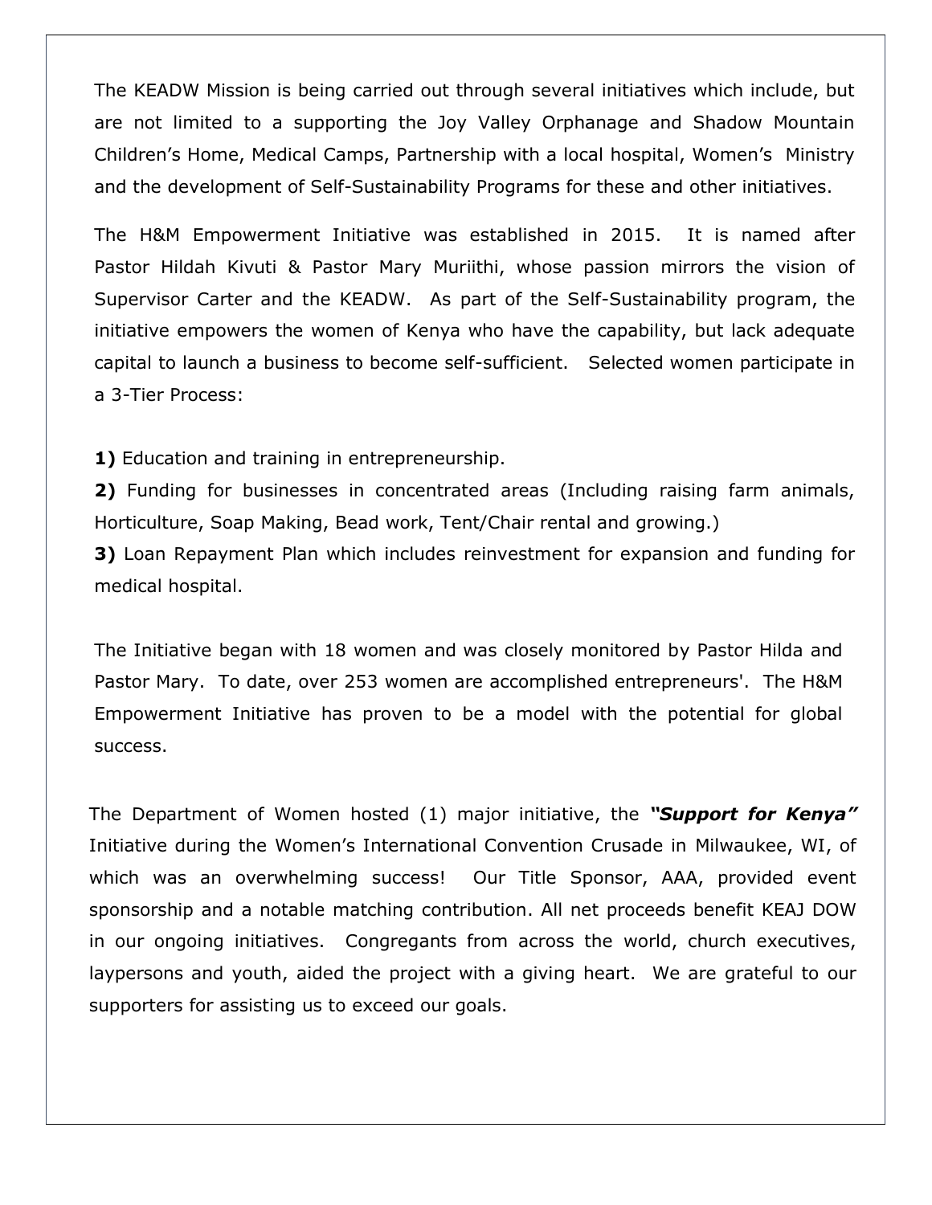The KEADW Mission is being carried out through several initiatives which include, but are not limited to a supporting the Joy Valley Orphanage and Shadow Mountain Children's Home, Medical Camps, Partnership with a local hospital, Women's Ministry and the development of Self-Sustainability Programs for these and other initiatives.

The H&M Empowerment Initiative was established in 2015. It is named after Pastor Hildah Kivuti & Pastor Mary Muriithi, whose passion mirrors the vision of Supervisor Carter and the KEADW. As part of the Self-Sustainability program, the initiative empowers the women of Kenya who have the capability, but lack adequate capital to launch a business to become self-sufficient. Selected women participate in a 3-Tier Process:

**1)** Education and training in entrepreneurship.
**2)** Funding for businesses in concentrated areas (Including raising farm animals, Horticulture, Soap Making, Bead work, Tent/Chair rental and growing.)
**3)** Loan Repayment Plan which includes reinvestment for expansion and funding for medical hospital.

The Initiative began with 18 women and was closely monitored by Pastor Hilda and Pastor Mary. To date, over 253 women are accomplished entrepreneurs'. The H&M Empowerment Initiative has proven to be a model with the potential for global success.

The Department of Women hosted (1) major initiative, the ***"Support for Kenya"*** Initiative during the Women's International Convention Crusade in Milwaukee, WI, of which was an overwhelming success! Our Title Sponsor, AAA, provided event sponsorship and a notable matching contribution. All net proceeds benefit KEAJ DOW in our ongoing initiatives. Congregants from across the world, church executives, laypersons and youth, aided the project with a giving heart. We are grateful to our supporters for assisting us to exceed our goals.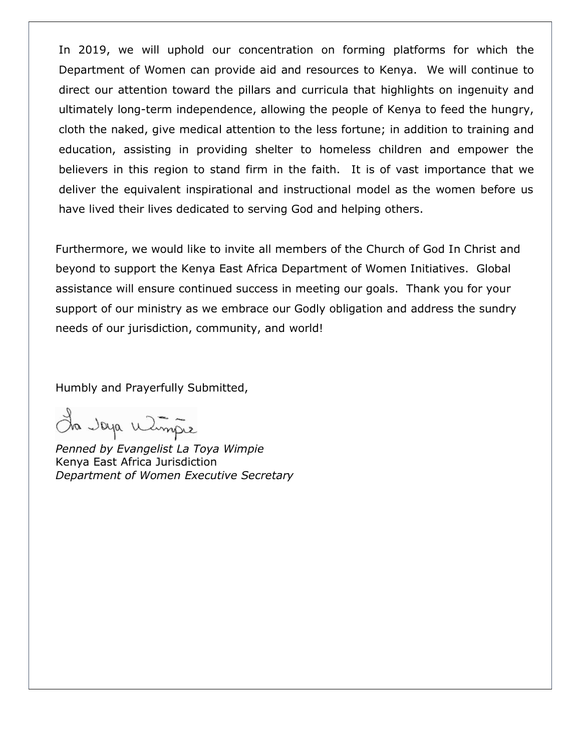In 2019, we will uphold our concentration on forming platforms for which the Department of Women can provide aid and resources to Kenya. We will continue to direct our attention toward the pillars and curricula that highlights on ingenuity and ultimately long-term independence, allowing the people of Kenya to feed the hungry, cloth the naked, give medical attention to the less fortune; in addition to training and education, assisting in providing shelter to homeless children and empower the believers in this region to stand firm in the faith. It is of vast importance that we deliver the equivalent inspirational and instructional model as the women before us have lived their lives dedicated to serving God and helping others.

Furthermore, we would like to invite all members of the Church of God In Christ and beyond to support the Kenya East Africa Department of Women Initiatives. Global assistance will ensure continued success in meeting our goals. Thank you for your support of our ministry as we embrace our Godly obligation and address the sundry needs of our jurisdiction, community, and world!

Humbly and Prayerfully Submitted,

La Toya Wimpie

*Penned by Evangelist La Toya Wimpie*
Kenya East Africa Jurisdiction
*Department of Women Executive Secretary*